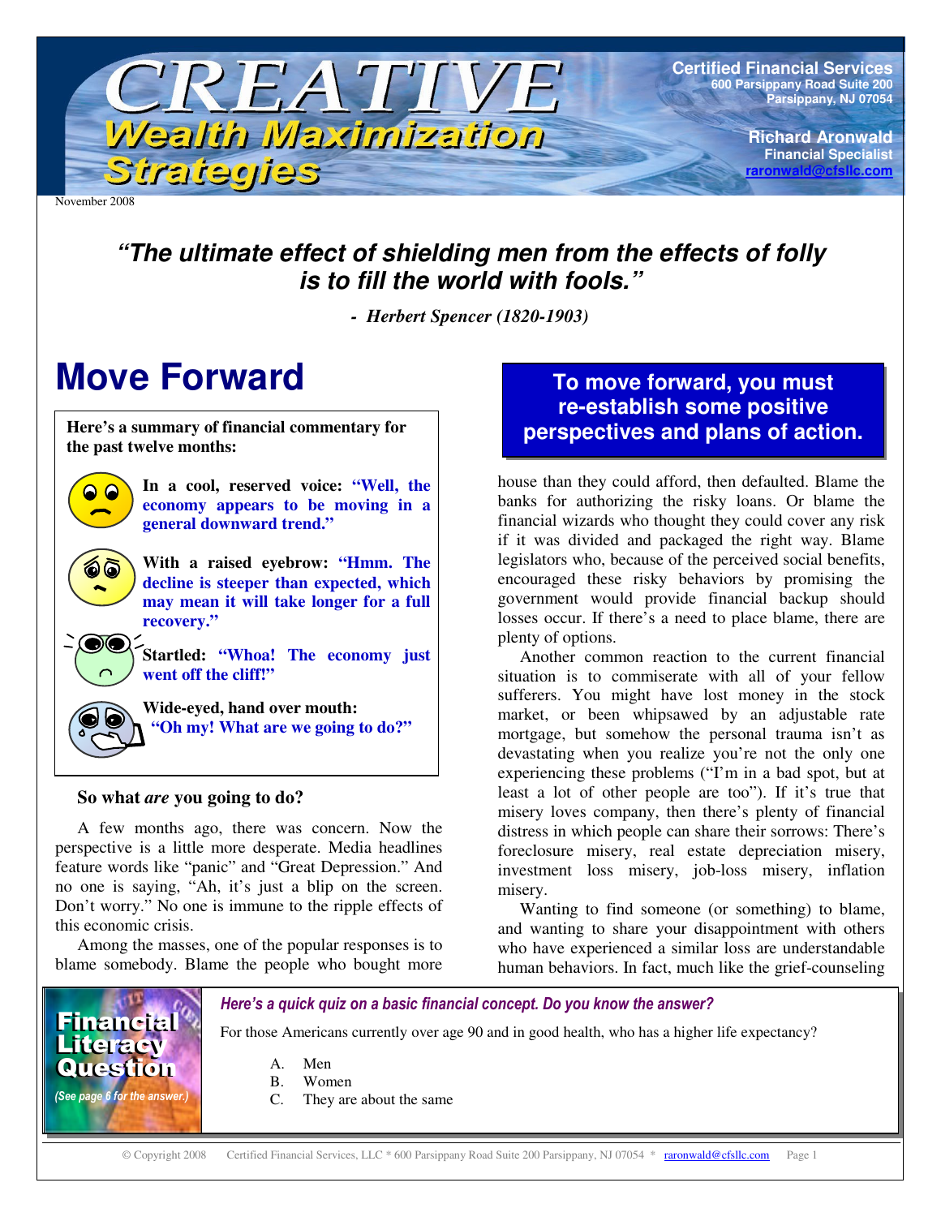# CREATIVE Wealth Maximization Strategies

**Certified Financial Services**
600 Parsippany Road Suite 200
Parsippany, NJ 07054

**Richard Aronwald**
Financial Specialist
raronwald@cfsllc.com

November 2008

***"The ultimate effect of shielding men from the effects of folly is to fill the world with fools."***

*- Herbert Spencer (1820-1903)*

# Move Forward

**Here's a summary of financial commentary for the past twelve months:**

**In a cool, reserved voice: "Well, the economy appears to be moving in a general downward trend."**

**With a raised eyebrow: "Hmm. The decline is steeper than expected, which may mean it will take longer for a full recovery."**

**Startled: "Whoa! The economy just went off the cliff!"**

**Wide-eyed, hand over mouth: "Oh my! What are we going to do?"**

### So what *are* you going to do?

A few months ago, there was concern. Now the perspective is a little more desperate. Media headlines feature words like "panic" and "Great Depression." And no one is saying, "Ah, it's just a blip on the screen. Don't worry." No one is immune to the ripple effects of this economic crisis.

Among the masses, one of the popular responses is to blame somebody. Blame the people who bought more house than they could afford, then defaulted. Blame the banks for authorizing the risky loans. Or blame the financial wizards who thought they could cover any risk if it was divided and packaged the right way. Blame legislators who, because of the perceived social benefits, encouraged these risky behaviors by promising the government would provide financial backup should losses occur. If there's a need to place blame, there are plenty of options.

**To move forward, you must re-establish some positive perspectives and plans of action.**

Another common reaction to the current financial situation is to commiserate with all of your fellow sufferers. You might have lost money in the stock market, or been whipsawed by an adjustable rate mortgage, but somehow the personal trauma isn't as devastating when you realize you're not the only one experiencing these problems ("I'm in a bad spot, but at least a lot of other people are too"). If it's true that misery loves company, then there's plenty of financial distress in which people can share their sorrows: There's foreclosure misery, real estate depreciation misery, investment loss misery, job-loss misery, inflation misery.

Wanting to find someone (or something) to blame, and wanting to share your disappointment with others who have experienced a similar loss are understandable human behaviors. In fact, much like the grief-counseling

---

**Financial Literacy Question**

*(See page 6 for the answer.)*

***Here's a quick quiz on a basic financial concept. Do you know the answer?***

For those Americans currently over age 90 and in good health, who has a higher life expectancy?

A. Men
B. Women
C. They are about the same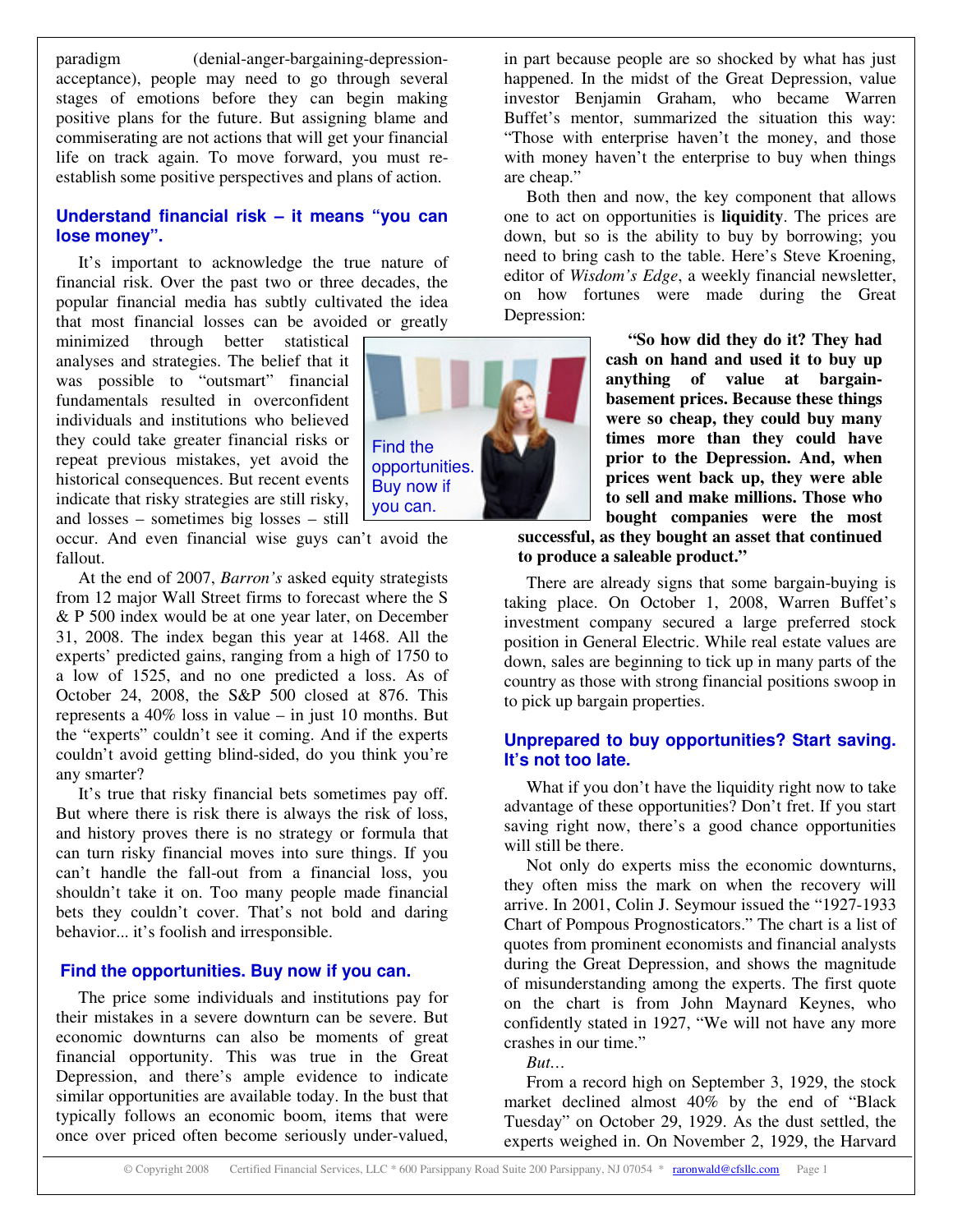paradigm (denial-anger-bargaining-depression-acceptance), people may need to go through several stages of emotions before they can begin making positive plans for the future. But assigning blame and commiserating are not actions that will get your financial life on track again. To move forward, you must re-establish some positive perspectives and plans of action.

## Understand financial risk – it means "you can lose money".

It's important to acknowledge the true nature of financial risk. Over the past two or three decades, the popular financial media has subtly cultivated the idea that most financial losses can be avoided or greatly minimized through better statistical analyses and strategies. The belief that it was possible to "outsmart" financial fundamentals resulted in overconfident individuals and institutions who believed they could take greater financial risks or repeat previous mistakes, yet avoid the historical consequences. But recent events indicate that risky strategies are still risky, and losses – sometimes big losses – still occur. And even financial wise guys can't avoid the fallout.

Find the opportunities. Buy now if you can.

At the end of 2007, *Barron's* asked equity strategists from 12 major Wall Street firms to forecast where the S & P 500 index would be at one year later, on December 31, 2008. The index began this year at 1468. All the experts' predicted gains, ranging from a high of 1750 to a low of 1525, and no one predicted a loss. As of October 24, 2008, the S&P 500 closed at 876. This represents a 40% loss in value – in just 10 months. But the "experts" couldn't see it coming. And if the experts couldn't avoid getting blind-sided, do you think you're any smarter?

It's true that risky financial bets sometimes pay off. But where there is risk there is always the risk of loss, and history proves there is no strategy or formula that can turn risky financial moves into sure things. If you can't handle the fall-out from a financial loss, you shouldn't take it on. Too many people made financial bets they couldn't cover. That's not bold and daring behavior... it's foolish and irresponsible.

## Find the opportunities. Buy now if you can.

The price some individuals and institutions pay for their mistakes in a severe downturn can be severe. But economic downturns can also be moments of great financial opportunity. This was true in the Great Depression, and there's ample evidence to indicate similar opportunities are available today. In the bust that typically follows an economic boom, items that were once over priced often become seriously under-valued, in part because people are so shocked by what has just happened. In the midst of the Great Depression, value investor Benjamin Graham, who became Warren Buffet's mentor, summarized the situation this way: "Those with enterprise haven't the money, and those with money haven't the enterprise to buy when things are cheap."

Both then and now, the key component that allows one to act on opportunities is **liquidity**. The prices are down, but so is the ability to buy by borrowing; you need to bring cash to the table. Here's Steve Kroening, editor of *Wisdom's Edge*, a weekly financial newsletter, on how fortunes were made during the Great Depression:

> **"So how did they do it? They had cash on hand and used it to buy up anything of value at bargain-basement prices. Because these things were so cheap, they could buy many times more than they could have prior to the Depression. And, when prices went back up, they were able to sell and make millions. Those who bought companies were the most successful, as they bought an asset that continued to produce a saleable product."**

There are already signs that some bargain-buying is taking place. On October 1, 2008, Warren Buffet's investment company secured a large preferred stock position in General Electric. While real estate values are down, sales are beginning to tick up in many parts of the country as those with strong financial positions swoop in to pick up bargain properties.

## Unprepared to buy opportunities? Start saving. It's not too late.

What if you don't have the liquidity right now to take advantage of these opportunities? Don't fret. If you start saving right now, there's a good chance opportunities will still be there.

Not only do experts miss the economic downturns, they often miss the mark on when the recovery will arrive. In 2001, Colin J. Seymour issued the "1927-1933 Chart of Pompous Prognosticators." The chart is a list of quotes from prominent economists and financial analysts during the Great Depression, and shows the magnitude of misunderstanding among the experts. The first quote on the chart is from John Maynard Keynes, who confidently stated in 1927, "We will not have any more crashes in our time."

*But…*

From a record high on September 3, 1929, the stock market declined almost 40% by the end of "Black Tuesday" on October 29, 1929. As the dust settled, the experts weighed in. On November 2, 1929, the Harvard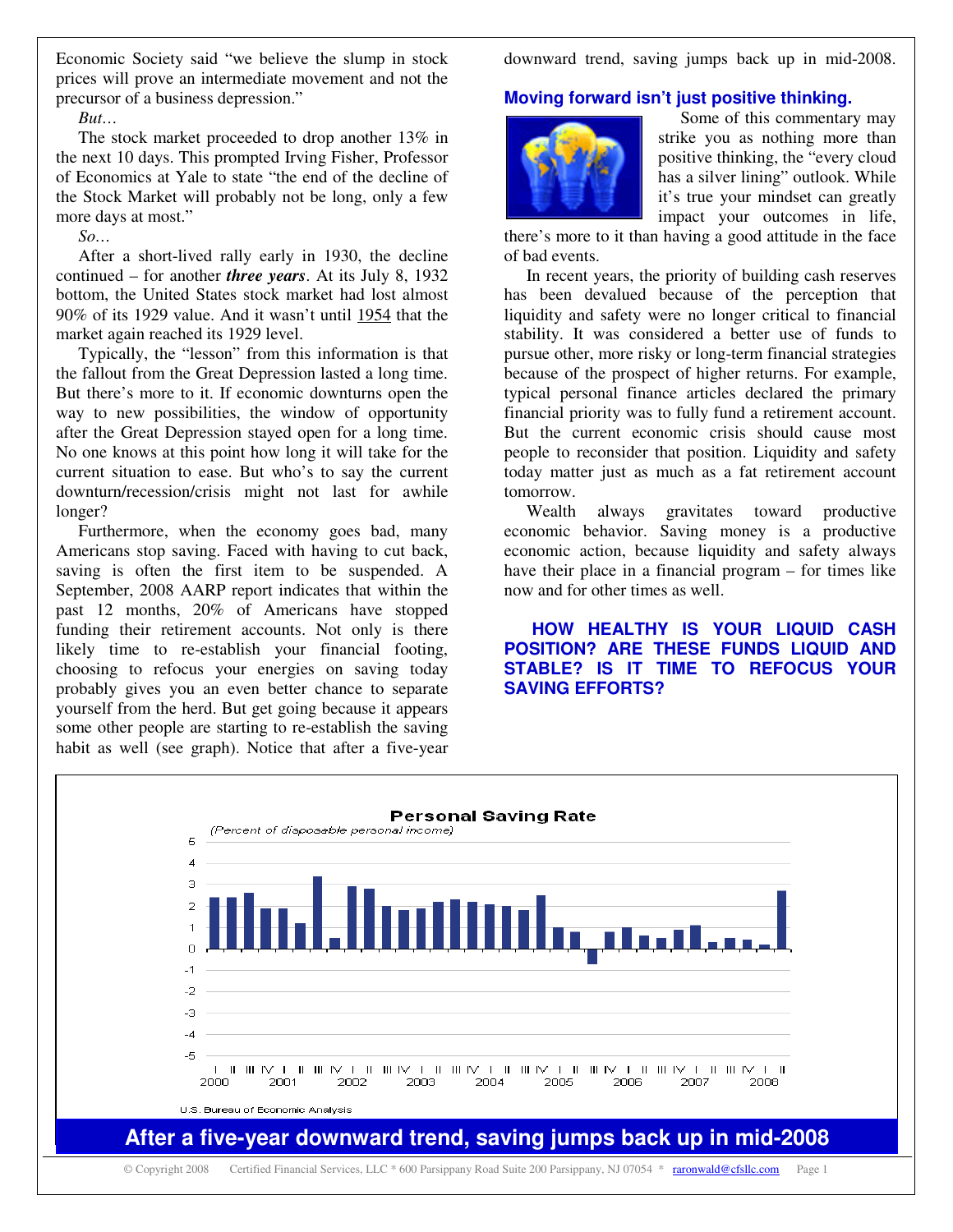Economic Society said "we believe the slump in stock prices will prove an intermediate movement and not the precursor of a business depression."

*But…*

The stock market proceeded to drop another 13% in the next 10 days. This prompted Irving Fisher, Professor of Economics at Yale to state "the end of the decline of the Stock Market will probably not be long, only a few more days at most."

*So…*

After a short-lived rally early in 1930, the decline continued – for another ***three years***. At its July 8, 1932 bottom, the United States stock market had lost almost 90% of its 1929 value. And it wasn't until 1954 that the market again reached its 1929 level.

Typically, the "lesson" from this information is that the fallout from the Great Depression lasted a long time. But there's more to it. If economic downturns open the way to new possibilities, the window of opportunity after the Great Depression stayed open for a long time. No one knows at this point how long it will take for the current situation to ease. But who's to say the current downturn/recession/crisis might not last for awhile longer?

Furthermore, when the economy goes bad, many Americans stop saving. Faced with having to cut back, saving is often the first item to be suspended. A September, 2008 AARP report indicates that within the past 12 months, 20% of Americans have stopped funding their retirement accounts. Not only is there likely time to re-establish your financial footing, choosing to refocus your energies on saving today probably gives you an even better chance to separate yourself from the herd. But get going because it appears some other people are starting to re-establish the saving habit as well (see graph). Notice that after a five-year downward trend, saving jumps back up in mid-2008.

## Moving forward isn't just positive thinking.

Some of this commentary may strike you as nothing more than positive thinking, the "every cloud has a silver lining" outlook. While it's true your mindset can greatly impact your outcomes in life, there's more to it than having a good attitude in the face of bad events.

In recent years, the priority of building cash reserves has been devalued because of the perception that liquidity and safety were no longer critical to financial stability. It was considered a better use of funds to pursue other, more risky or long-term financial strategies because of the prospect of higher returns. For example, typical personal finance articles declared the primary financial priority was to fully fund a retirement account. But the current economic crisis should cause most people to reconsider that position. Liquidity and safety today matter just as much as a fat retirement account tomorrow.

Wealth always gravitates toward productive economic behavior. Saving money is a productive economic action, because liquidity and safety always have their place in a financial program – for times like now and for other times as well.

**HOW HEALTHY IS YOUR LIQUID CASH POSITION? ARE THESE FUNDS LIQUID AND STABLE? IS IT TIME TO REFOCUS YOUR SAVING EFFORTS?**

**Personal Saving Rate**

*(Percent of disposable personal income)*

U.S. Bureau of Economic Analysis

**After a five-year downward trend, saving jumps back up in mid-2008**

© Copyright 2008 Certified Financial Services, LLC * 600 Parsippany Road Suite 200 Parsippany, NJ 07054 * raronwald@cfsllc.com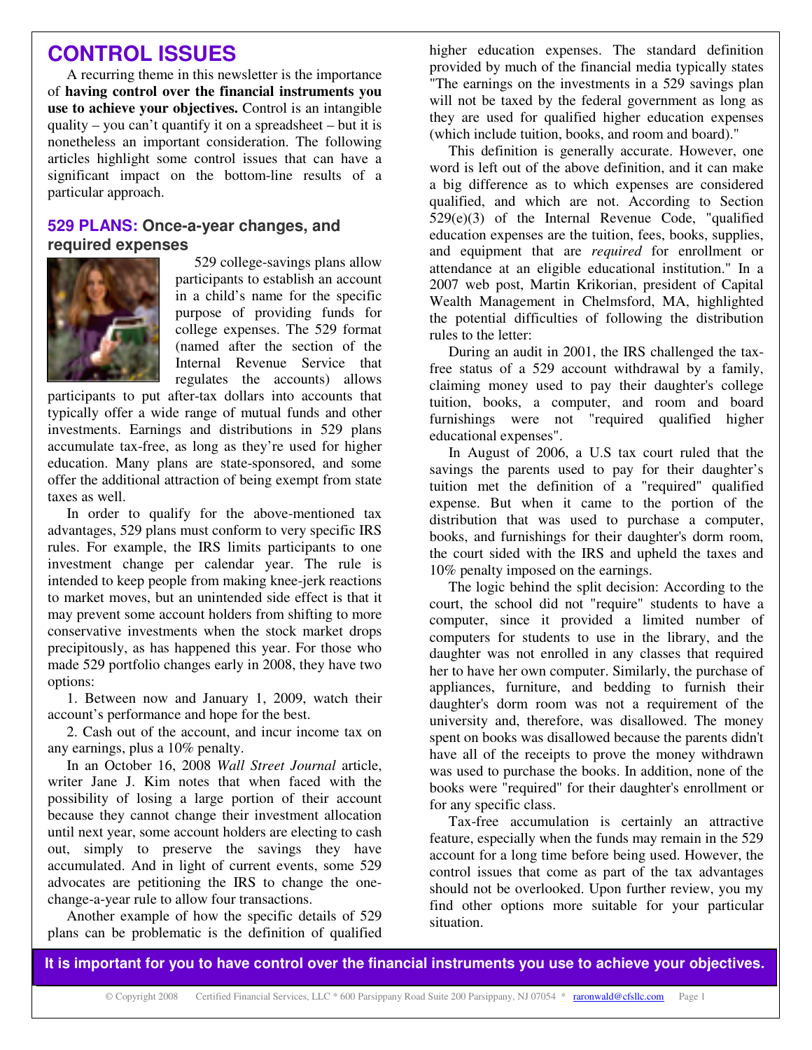# CONTROL ISSUES

A recurring theme in this newsletter is the importance of **having control over the financial instruments you use to achieve your objectives.** Control is an intangible quality – you can't quantify it on a spreadsheet – but it is nonetheless an important consideration. The following articles highlight some control issues that can have a significant impact on the bottom-line results of a particular approach.

## 529 PLANS: Once-a-year changes, and required expenses

529 college-savings plans allow participants to establish an account in a child's name for the specific purpose of providing funds for college expenses. The 529 format (named after the section of the Internal Revenue Service that regulates the accounts) allows participants to put after-tax dollars into accounts that typically offer a wide range of mutual funds and other investments. Earnings and distributions in 529 plans accumulate tax-free, as long as they're used for higher education. Many plans are state-sponsored, and some offer the additional attraction of being exempt from state taxes as well.

In order to qualify for the above-mentioned tax advantages, 529 plans must conform to very specific IRS rules. For example, the IRS limits participants to one investment change per calendar year. The rule is intended to keep people from making knee-jerk reactions to market moves, but an unintended side effect is that it may prevent some account holders from shifting to more conservative investments when the stock market drops precipitously, as has happened this year. For those who made 529 portfolio changes early in 2008, they have two options:

1. Between now and January 1, 2009, watch their account's performance and hope for the best.

2. Cash out of the account, and incur income tax on any earnings, plus a 10% penalty.

In an October 16, 2008 *Wall Street Journal* article, writer Jane J. Kim notes that when faced with the possibility of losing a large portion of their account because they cannot change their investment allocation until next year, some account holders are electing to cash out, simply to preserve the savings they have accumulated. And in light of current events, some 529 advocates are petitioning the IRS to change the one-change-a-year rule to allow four transactions.

Another example of how the specific details of 529 plans can be problematic is the definition of qualified higher education expenses. The standard definition provided by much of the financial media typically states "The earnings on the investments in a 529 savings plan will not be taxed by the federal government as long as they are used for qualified higher education expenses (which include tuition, books, and room and board)."

This definition is generally accurate. However, one word is left out of the above definition, and it can make a big difference as to which expenses are considered qualified, and which are not. According to Section 529(e)(3) of the Internal Revenue Code, "qualified education expenses are the tuition, fees, books, supplies, and equipment that are *required* for enrollment or attendance at an eligible educational institution." In a 2007 web post, Martin Krikorian, president of Capital Wealth Management in Chelmsford, MA, highlighted the potential difficulties of following the distribution rules to the letter:

During an audit in 2001, the IRS challenged the tax-free status of a 529 account withdrawal by a family, claiming money used to pay their daughter's college tuition, books, a computer, and room and board furnishings were not "required qualified higher educational expenses".

In August of 2006, a U.S tax court ruled that the savings the parents used to pay for their daughter's tuition met the definition of a "required" qualified expense. But when it came to the portion of the distribution that was used to purchase a computer, books, and furnishings for their daughter's dorm room, the court sided with the IRS and upheld the taxes and 10% penalty imposed on the earnings.

The logic behind the split decision: According to the court, the school did not "require" students to have a computer, since it provided a limited number of computers for students to use in the library, and the daughter was not enrolled in any classes that required her to have her own computer. Similarly, the purchase of appliances, furniture, and bedding to furnish their daughter's dorm room was not a requirement of the university and, therefore, was disallowed. The money spent on books was disallowed because the parents didn't have all of the receipts to prove the money withdrawn was used to purchase the books. In addition, none of the books were "required" for their daughter's enrollment or for any specific class.

Tax-free accumulation is certainly an attractive feature, especially when the funds may remain in the 529 account for a long time before being used. However, the control issues that come as part of the tax advantages should not be overlooked. Upon further review, you my find other options more suitable for your particular situation.

**It is important for you to have control over the financial instruments you use to achieve your objectives.**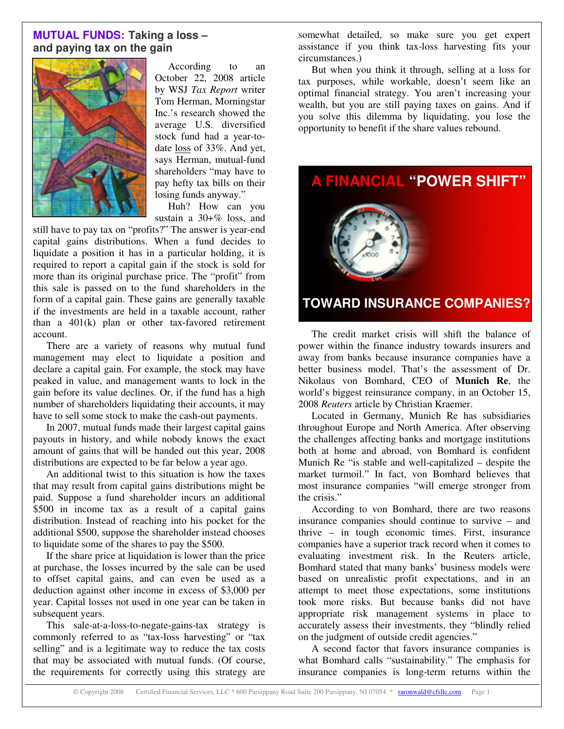## **MUTUAL FUNDS:** Taking a loss – and paying tax on the gain

According to an October 22, 2008 article by WSJ *Tax Report* writer Tom Herman, Morningstar Inc.'s research showed the average U.S. diversified stock fund had a year-to-date loss of 33%. And yet, says Herman, mutual-fund shareholders "may have to pay hefty tax bills on their losing funds anyway."

Huh? How can you sustain a 30+% loss, and still have to pay tax on "profits?" The answer is year-end capital gains distributions. When a fund decides to liquidate a position it has in a particular holding, it is required to report a capital gain if the stock is sold for more than its original purchase price. The "profit" from this sale is passed on to the fund shareholders in the form of a capital gain. These gains are generally taxable if the investments are held in a taxable account, rather than a 401(k) plan or other tax-favored retirement account.

There are a variety of reasons why mutual fund management may elect to liquidate a position and declare a capital gain. For example, the stock may have peaked in value, and management wants to lock in the gain before its value declines. Or, if the fund has a high number of shareholders liquidating their accounts, it may have to sell some stock to make the cash-out payments.

In 2007, mutual funds made their largest capital gains payouts in history, and while nobody knows the exact amount of gains that will be handed out this year, 2008 distributions are expected to be far below a year ago.

An additional twist to this situation is how the taxes that may result from capital gains distributions might be paid. Suppose a fund shareholder incurs an additional $500 in income tax as a result of a capital gains distribution. Instead of reaching into his pocket for the additional $500, suppose the shareholder instead chooses to liquidate some of the shares to pay the $500.

If the share price at liquidation is lower than the price at purchase, the losses incurred by the sale can be used to offset capital gains, and can even be used as a deduction against other income in excess of $3,000 per year. Capital losses not used in one year can be taken in subsequent years.

This sale-at-a-loss-to-negate-gains-tax strategy is commonly referred to as "tax-loss harvesting" or "tax selling" and is a legitimate way to reduce the tax costs that may be associated with mutual funds. (Of course, the requirements for correctly using this strategy are somewhat detailed, so make sure you get expert assistance if you think tax-loss harvesting fits your circumstances.)

But when you think it through, selling at a loss for tax purposes, while workable, doesn't seem like an optimal financial strategy. You aren't increasing your wealth, but you are still paying taxes on gains. And if you solve this dilemma by liquidating, you lose the opportunity to benefit if the share values rebound.

## A FINANCIAL "POWER SHIFT" TOWARD INSURANCE COMPANIES?

The credit market crisis will shift the balance of power within the finance industry towards insurers and away from banks because insurance companies have a better business model. That's the assessment of Dr. Nikolaus von Bomhard, CEO of **Munich Re**, the world's biggest reinsurance company, in an October 15, 2008 *Reuters* article by Christian Kraemer.

Located in Germany, Munich Re has subsidiaries throughout Europe and North America. After observing the challenges affecting banks and mortgage institutions both at home and abroad, von Bomhard is confident Munich Re "is stable and well-capitalized – despite the market turmoil." In fact, von Bomhard believes that most insurance companies "will emerge stronger from the crisis."

According to von Bomhard, there are two reasons insurance companies should continue to survive – and thrive – in tough economic times. First, insurance companies have a superior track record when it comes to evaluating investment risk. In the Reuters article, Bomhard stated that many banks' business models were based on unrealistic profit expectations, and in an attempt to meet those expectations, some institutions took more risks. But because banks did not have appropriate risk management systems in place to accurately assess their investments, they "blindly relied on the judgment of outside credit agencies."

A second factor that favors insurance companies is what Bomhard calls "sustainability." The emphasis for insurance companies is long-term returns within the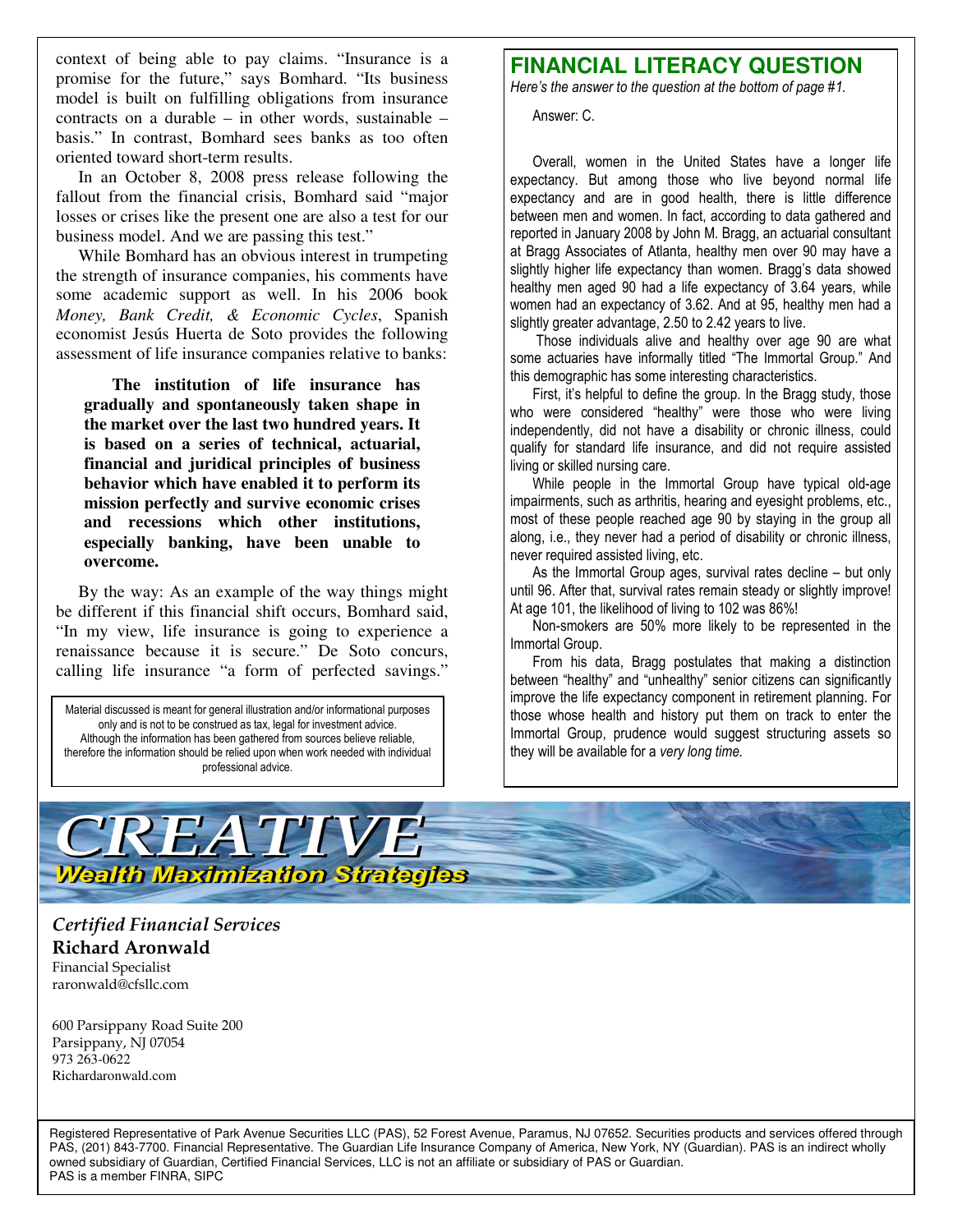context of being able to pay claims. "Insurance is a promise for the future," says Bomhard. "Its business model is built on fulfilling obligations from insurance contracts on a durable – in other words, sustainable – basis." In contrast, Bomhard sees banks as too often oriented toward short-term results.

In an October 8, 2008 press release following the fallout from the financial crisis, Bomhard said "major losses or crises like the present one are also a test for our business model. And we are passing this test."

While Bomhard has an obvious interest in trumpeting the strength of insurance companies, his comments have some academic support as well. In his 2006 book *Money, Bank Credit, & Economic Cycles*, Spanish economist Jesús Huerta de Soto provides the following assessment of life insurance companies relative to banks:

> **The institution of life insurance has gradually and spontaneously taken shape in the market over the last two hundred years. It is based on a series of technical, actuarial, financial and juridical principles of business behavior which have enabled it to perform its mission perfectly and survive economic crises and recessions which other institutions, especially banking, have been unable to overcome.**

By the way: As an example of the way things might be different if this financial shift occurs, Bomhard said, "In my view, life insurance is going to experience a renaissance because it is secure." De Soto concurs, calling life insurance "a form of perfected savings."

Material discussed is meant for general illustration and/or informational purposes only and is not to be construed as tax, legal for investment advice. Although the information has been gathered from sources believe reliable, therefore the information should be relied upon when work needed with individual professional advice.

## FINANCIAL LITERACY QUESTION

*Here's the answer to the question at the bottom of page #1.*

Answer: C.

Overall, women in the United States have a longer life expectancy. But among those who live beyond normal life expectancy and are in good health, there is little difference between men and women. In fact, according to data gathered and reported in January 2008 by John M. Bragg, an actuarial consultant at Bragg Associates of Atlanta, healthy men over 90 may have a slightly higher life expectancy than women. Bragg's data showed healthy men aged 90 had a life expectancy of 3.64 years, while women had an expectancy of 3.62. And at 95, healthy men had a slightly greater advantage, 2.50 to 2.42 years to live.

Those individuals alive and healthy over age 90 are what some actuaries have informally titled "The Immortal Group." And this demographic has some interesting characteristics.

First, it's helpful to define the group. In the Bragg study, those who were considered "healthy" were those who were living independently, did not have a disability or chronic illness, could qualify for standard life insurance, and did not require assisted living or skilled nursing care.

While people in the Immortal Group have typical old-age impairments, such as arthritis, hearing and eyesight problems, etc., most of these people reached age 90 by staying in the group all along, i.e., they never had a period of disability or chronic illness, never required assisted living, etc.

As the Immortal Group ages, survival rates decline – but only until 96. After that, survival rates remain steady or slightly improve! At age 101, the likelihood of living to 102 was 86%!

Non-smokers are 50% more likely to be represented in the Immortal Group.

From his data, Bragg postulates that making a distinction between "healthy" and "unhealthy" senior citizens can significantly improve the life expectancy component in retirement planning. For those whose health and history put them on track to enter the Immortal Group, prudence would suggest structuring assets so they will be available for a *very long time.*

# CREATIVE
## Wealth Maximization Strategies

*Certified Financial Services*
**Richard Aronwald**
Financial Specialist
raronwald@cfsllc.com

600 Parsippany Road Suite 200
Parsippany, NJ 07054
973 263-0622
Richardaronwald.com

Registered Representative of Park Avenue Securities LLC (PAS), 52 Forest Avenue, Paramus, NJ 07652. Securities products and services offered through PAS, (201) 843-7700. Financial Representative. The Guardian Life Insurance Company of America, New York, NY (Guardian). PAS is an indirect wholly owned subsidiary of Guardian, Certified Financial Services, LLC is not an affiliate or subsidiary of PAS or Guardian.
PAS is a member FINRA, SIPC